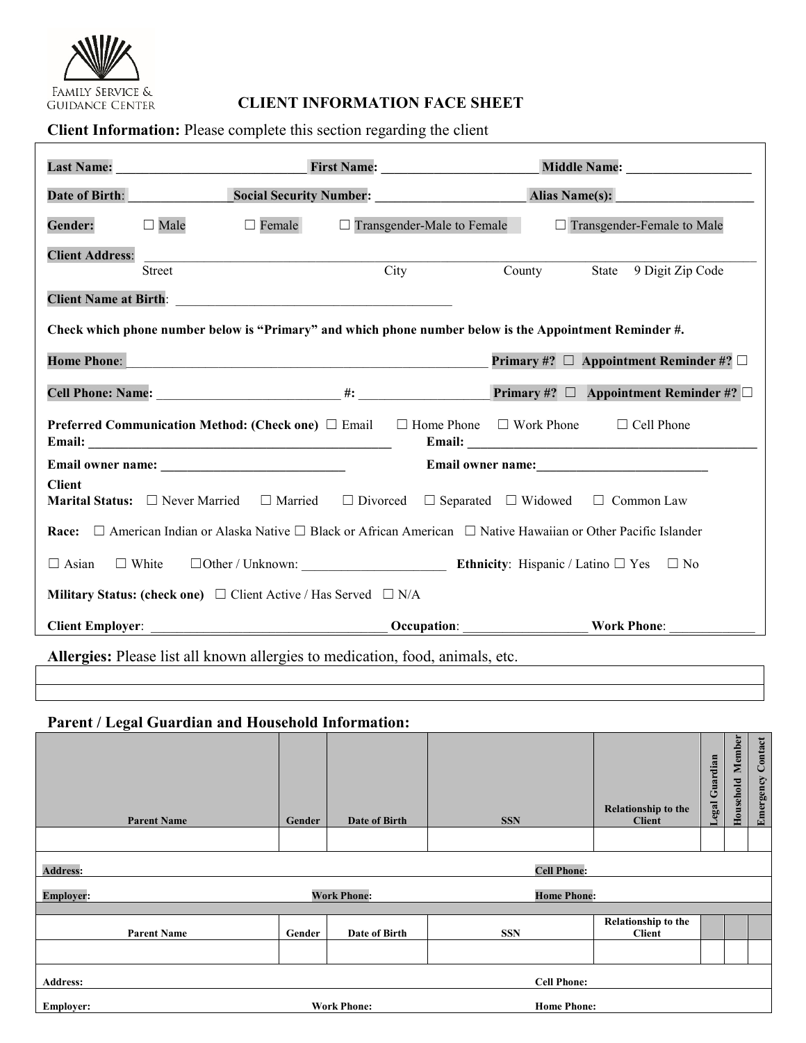FAMILY SERVICE & GUIDANCE CENTER

# CLIENT INFORMATION FACE SHEET

**Client Information:** Please complete this section regarding the client

**Last Name:** ___________________________ **First Name:** ______________________ **Middle Name:** __________________

**Date of Birth**: ______________ **Social Security Number:** ______________________ **Alias Name(s):** ____________________

**Gender:** ☐ Male ☐ Female ☐ Transgender-Male to Female ☐ Transgender-Female to Male

**Client Address**: ______________________________________________________________________________
Street City County State 9 Digit Zip Code

**Client Name at Birth**: ________________________________________

**Check which phone number below is "Primary" and which phone number below is the Appointment Reminder #.**

**Home Phone**: ______________________________________________________ **Primary #?** ☐ **Appointment Reminder #?** ☐

**Cell Phone: Name:** __________________________ **#:** __________________ **Primary #?** ☐ **Appointment Reminder #?** ☐

**Preferred Communication Method: (Check one)** ☐ Email ☐ Home Phone ☐ Work Phone ☐ Cell Phone

**Email:** ____________________________________________ **Email:** ____________________________________________

**Email owner name:** ____________________________ **Email owner name:** __________________________

**Client Marital Status:** ☐ Never Married ☐ Married ☐ Divorced ☐ Separated ☐ Widowed ☐ Common Law

**Race:** ☐ American Indian or Alaska Native ☐ Black or African American ☐ Native Hawaiian or Other Pacific Islander

☐ Asian ☐ White ☐Other / Unknown: _____________________ **Ethnicity**: Hispanic / Latino ☐ Yes ☐ No

**Military Status: (check one)** ☐ Client Active / Has Served ☐ N/A

**Client Employer**: ___________________________________ **Occupation**: __________________ **Work Phone**: _____________

**Allergies:** Please list all known allergies to medication, food, animals, etc.

| |
|---|
| |
| |

## Parent / Legal Guardian and Household Information:

| Parent Name | Gender | Date of Birth | SSN | Relationship to the Client | Legal Guardian | Household Member | Emergency Contact |
|---|---|---|---|---|---|---|---|
| | | | | | | | |
| **Address:** | | | | **Cell Phone:** | | | |
| **Employer:** | | **Work Phone:** | | **Home Phone:** | | | |
| **Parent Name** | **Gender** | **Date of Birth** | **SSN** | **Relationship to the Client** | | | |
| | | | | | | | |
| **Address:** | | | | **Cell Phone:** | | | |
| **Employer:** | | **Work Phone:** | | **Home Phone:** | | | |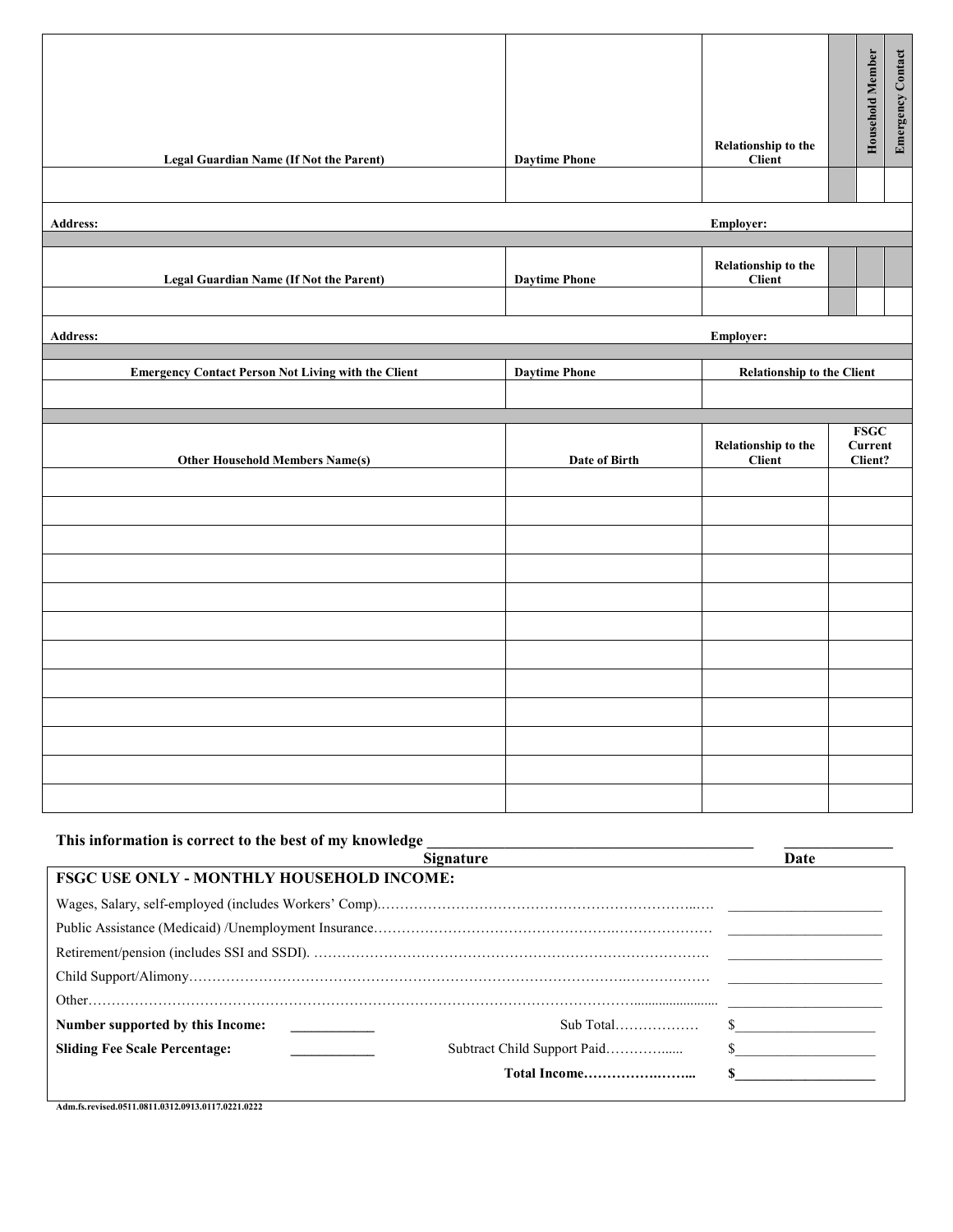| Legal Guardian Name (If Not the Parent) | Daytime Phone | Relationship to the Client | | Household Member | Emergency Contact |
|---|---|---|---|---|---|
| | | | | | |

**Address:** **Employer:**

| Legal Guardian Name (If Not the Parent) | Daytime Phone | Relationship to the Client | | | |
|---|---|---|---|---|---|
| | | | | | |

**Address:** **Employer:**

| Emergency Contact Person Not Living with the Client | Daytime Phone | Relationship to the Client |
|---|---|---|
| | | |

| Other Household Members Name(s) | Date of Birth | Relationship to the Client | FSGC Current Client? |
|---|---|---|---|
| | | | |
| | | | |
| | | | |
| | | | |
| | | | |
| | | | |
| | | | |
| | | | |
| | | | |
| | | | |
| | | | |
| | | | |

**This information is correct to the best of my knowledge** ________________________ ____________

**Signature** **Date**

**FSGC USE ONLY - MONTHLY HOUSEHOLD INCOME:**

| | |
|---|---|
| Wages, Salary, self-employed (includes Workers' Comp)…… | ____________ |
| Public Assistance (Medicaid) /Unemployment Insurance…… | ____________ |
| Retirement/pension (includes SSI and SSDI). …… | ____________ |
| Child Support/Alimony…… | ____________ |
| Other…… | ____________ |
| **Number supported by this Income:** ________ Sub Total……… | $____________ |
| **Sliding Fee Scale Percentage:** ________ Subtract Child Support Paid……… | $____________ |
| **Total Income………** | **$____________** |

Adm.fs.revised.0511.0811.0312.0913.0117.0221.0222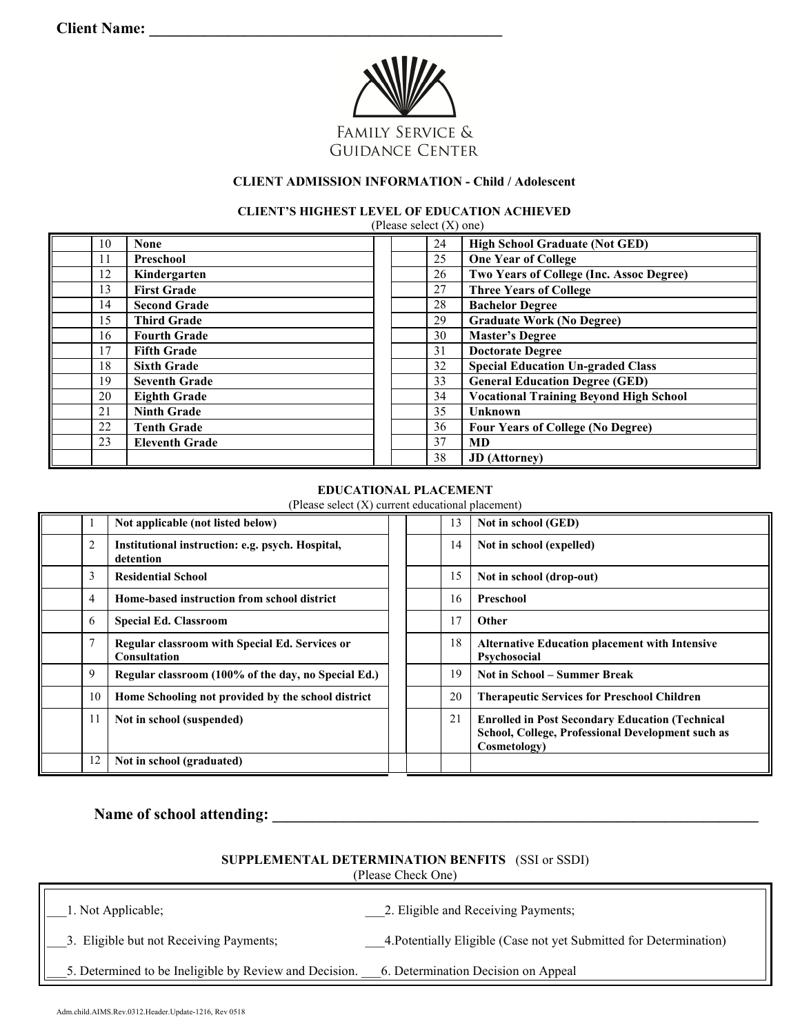**Client Name: ___________________________________________**

FAMILY SERVICE &
GUIDANCE CENTER

### CLIENT ADMISSION INFORMATION - Child / Adolescent

### CLIENT'S HIGHEST LEVEL OF EDUCATION ACHIEVED

(Please select (X) one)

| | | | | | | |
|---|---|---|---|---|---|---|
| | 10 | **None** | | | 24 | **High School Graduate (Not GED)** |
| | 11 | **Preschool** | | | 25 | **One Year of College** |
| | 12 | **Kindergarten** | | | 26 | **Two Years of College (Inc. Assoc Degree)** |
| | 13 | **First Grade** | | | 27 | **Three Years of College** |
| | 14 | **Second Grade** | | | 28 | **Bachelor Degree** |
| | 15 | **Third Grade** | | | 29 | **Graduate Work (No Degree)** |
| | 16 | **Fourth Grade** | | | 30 | **Master's Degree** |
| | 17 | **Fifth Grade** | | | 31 | **Doctorate Degree** |
| | 18 | **Sixth Grade** | | | 32 | **Special Education Un-graded Class** |
| | 19 | **Seventh Grade** | | | 33 | **General Education Degree (GED)** |
| | 20 | **Eighth Grade** | | | 34 | **Vocational Training Beyond High School** |
| | 21 | **Ninth Grade** | | | 35 | **Unknown** |
| | 22 | **Tenth Grade** | | | 36 | **Four Years of College (No Degree)** |
| | 23 | **Eleventh Grade** | | | 37 | **MD** |
| | | | | | 38 | **JD (Attorney)** |

### EDUCATIONAL PLACEMENT

(Please select (X) current educational placement)

| | | | | | | |
|---|---|---|---|---|---|---|
| | 1 | **Not applicable (not listed below)** | | | 13 | **Not in school (GED)** |
| | 2 | **Institutional instruction: e.g. psych. Hospital, detention** | | | 14 | **Not in school (expelled)** |
| | 3 | **Residential School** | | | 15 | **Not in school (drop-out)** |
| | 4 | **Home-based instruction from school district** | | | 16 | **Preschool** |
| | 6 | **Special Ed. Classroom** | | | 17 | **Other** |
| | 7 | **Regular classroom with Special Ed. Services or Consultation** | | | 18 | **Alternative Education placement with Intensive Psychosocial** |
| | 9 | **Regular classroom (100% of the day, no Special Ed.)** | | | 19 | **Not in School – Summer Break** |
| | 10 | **Home Schooling not provided by the school district** | | | 20 | **Therapeutic Services for Preschool Children** |
| | 11 | **Not in school (suspended)** | | | 21 | **Enrolled in Post Secondary Education (Technical School, College, Professional Development such as Cosmetology)** |
| | 12 | **Not in school (graduated)** | | | | |

**Name of school attending: ___________________________________________________________**

### SUPPLEMENTAL DETERMINATION BENFITS (SSI or SSDI)

(Please Check One)

___1. Not Applicable;

___2. Eligible and Receiving Payments;

___3. Eligible but not Receiving Payments;

___4.Potentially Eligible (Case not yet Submitted for Determination)

___5. Determined to be Ineligible by Review and Decision.

___6. Determination Decision on Appeal

Adm.child.AIMS.Rev.0312.Header.Update-1216, Rev 0518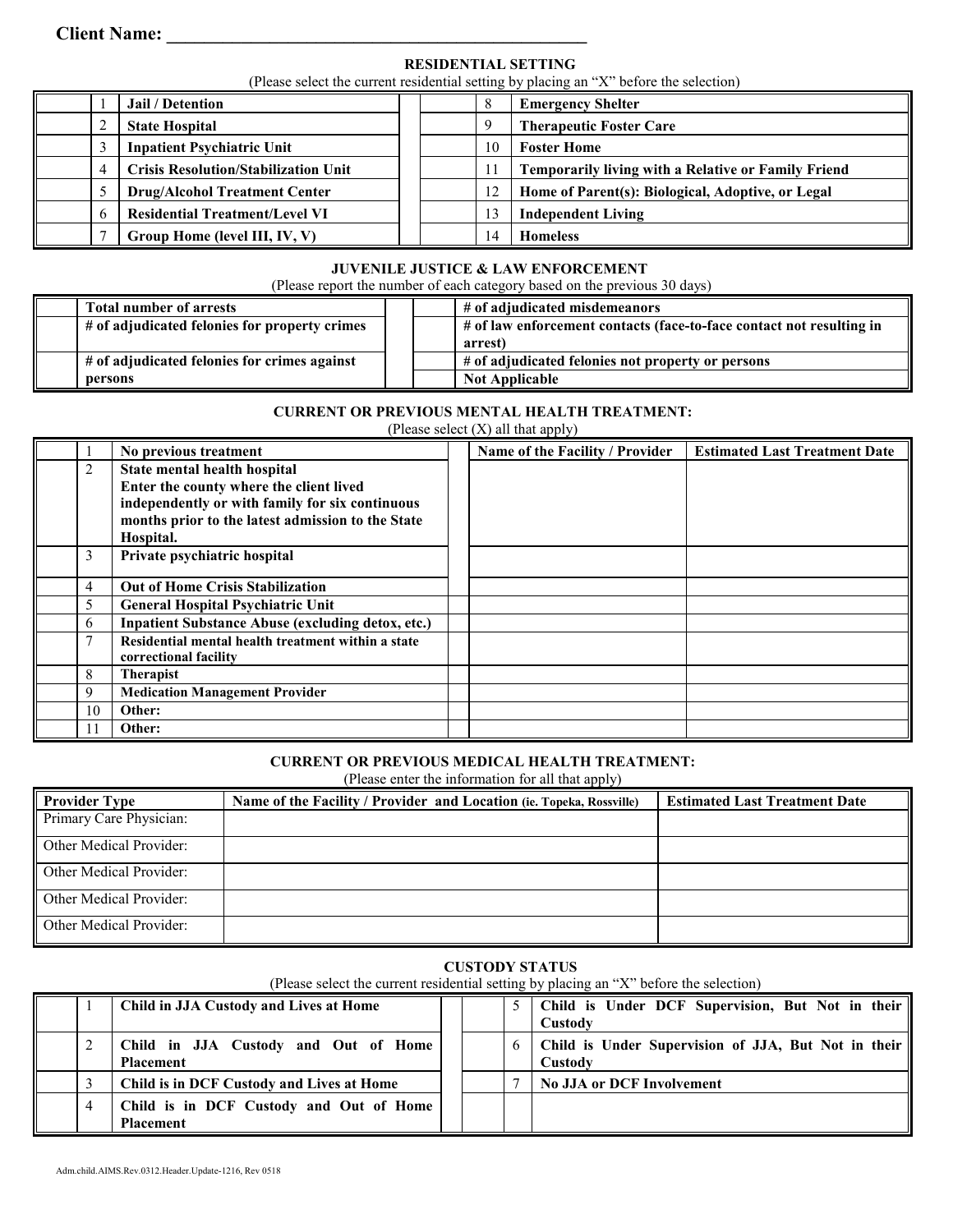**Client Name: ___________________________________________**

### RESIDENTIAL SETTING

(Please select the current residential setting by placing an "X" before the selection)

| | | | | | | |
|---|---|---|---|---|---|---|
| | 1 | **Jail / Detention** | | | 8 | **Emergency Shelter** |
| | 2 | **State Hospital** | | | 9 | **Therapeutic Foster Care** |
| | 3 | **Inpatient Psychiatric Unit** | | | 10 | **Foster Home** |
| | 4 | **Crisis Resolution/Stabilization Unit** | | | 11 | **Temporarily living with a Relative or Family Friend** |
| | 5 | **Drug/Alcohol Treatment Center** | | | 12 | **Home of Parent(s): Biological, Adoptive, or Legal** |
| | 6 | **Residential Treatment/Level VI** | | | 13 | **Independent Living** |
| | 7 | **Group Home (level III, IV, V)** | | | 14 | **Homeless** |

### JUVENILE JUSTICE & LAW ENFORCEMENT

(Please report the number of each category based on the previous 30 days)

| | | | |
|---|---|---|---|
| | **Total number of arrests** | | **# of adjudicated misdemeanors** |
| | **# of adjudicated felonies for property crimes** | | **# of law enforcement contacts (face-to-face contact not resulting in arrest)** |
| | **# of adjudicated felonies for crimes against persons** | | **# of adjudicated felonies not property or persons** |
| | | | **Not Applicable** |

### CURRENT OR PREVIOUS MENTAL HEALTH TREATMENT:

(Please select (X) all that apply)

| | | | | | |
|---|---|---|---|---|---|
| | 1 | **No previous treatment** | | **Name of the Facility / Provider** | **Estimated Last Treatment Date** |
| | 2 | **State mental health hospital** **Enter the county where the client lived independently or with family for six continuous months prior to the latest admission to the State Hospital.** | | | |
| | 3 | **Private psychiatric hospital** | | | |
| | 4 | **Out of Home Crisis Stabilization** | | | |
| | 5 | **General Hospital Psychiatric Unit** | | | |
| | 6 | **Inpatient Substance Abuse (excluding detox, etc.)** | | | |
| | 7 | **Residential mental health treatment within a state correctional facility** | | | |
| | 8 | **Therapist** | | | |
| | 9 | **Medication Management Provider** | | | |
| | 10 | **Other:** | | | |
| | 11 | **Other:** | | | |

### CURRENT OR PREVIOUS MEDICAL HEALTH TREATMENT:

(Please enter the information for all that apply)

| **Provider Type** | **Name of the Facility / Provider and Location (ie. Topeka, Rossville)** | **Estimated Last Treatment Date** |
|---|---|---|
| Primary Care Physician: | | |
| Other Medical Provider: | | |
| Other Medical Provider: | | |
| Other Medical Provider: | | |
| Other Medical Provider: | | |

### CUSTODY STATUS

(Please select the current residential setting by placing an "X" before the selection)

| | | | | | |
|---|---|---|---|---|---|
| | 1 | **Child in JJA Custody and Lives at Home** | | 5 | **Child is Under DCF Supervision, But Not in their Custody** |
| | 2 | **Child in JJA Custody and Out of Home Placement** | | 6 | **Child is Under Supervision of JJA, But Not in their Custody** |
| | 3 | **Child is in DCF Custody and Lives at Home** | | 7 | **No JJA or DCF Involvement** |
| | 4 | **Child is in DCF Custody and Out of Home Placement** | | | |

Adm.child.AIMS.Rev.0312.Header.Update-1216, Rev 0518